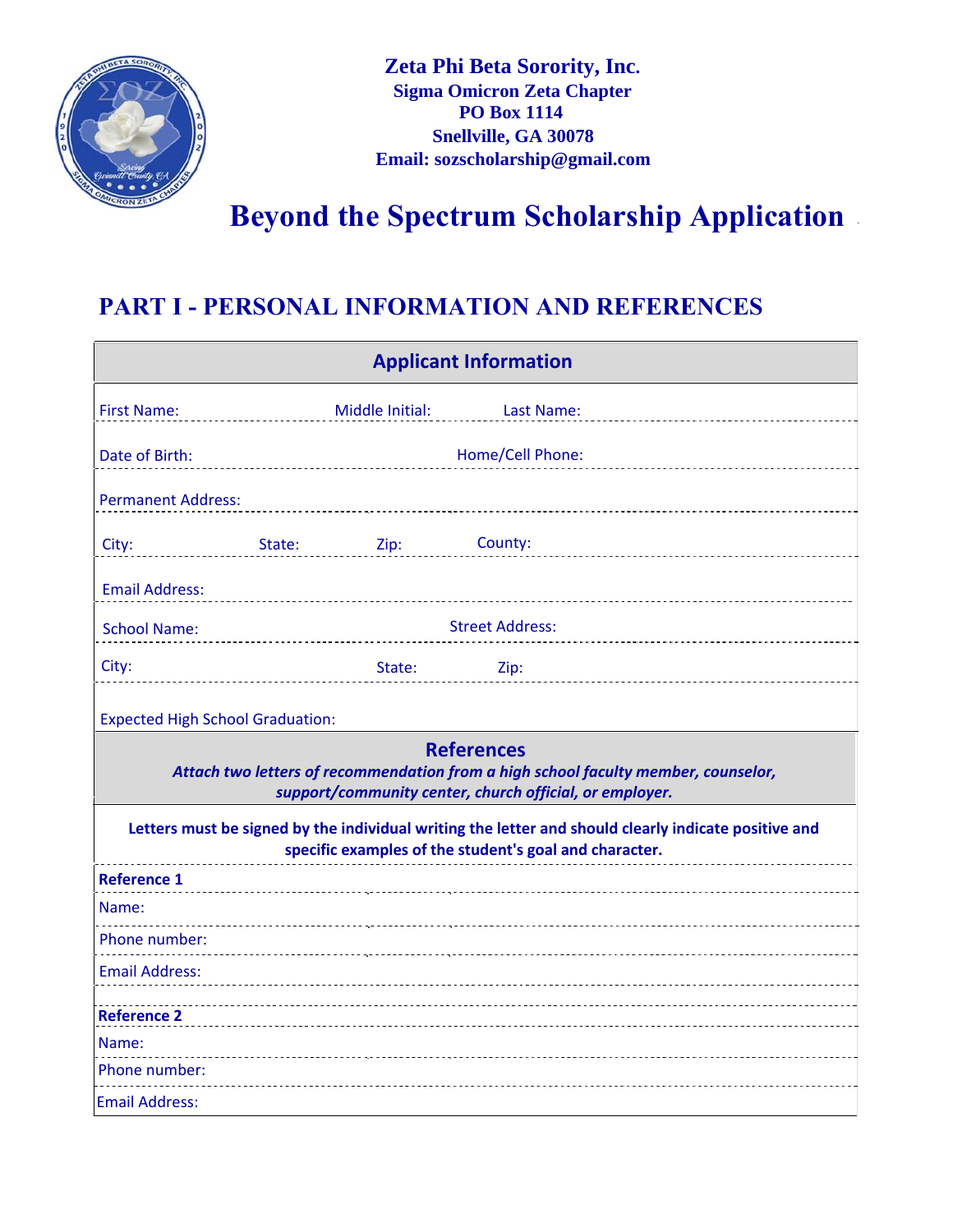**Zeta Phi Beta Sorority, Inc.**
**Sigma Omicron Zeta Chapter**
**PO Box 1114**
**Snellville, GA 30078**
**Email: sozscholarship@gmail.com**

# Beyond the Spectrum Scholarship Application

## PART I - PERSONAL INFORMATION AND REFERENCES

### Applicant Information

First Name: Middle Initial: Last Name:

Date of Birth: Home/Cell Phone:

Permanent Address:

City: State: Zip: County:

Email Address:

School Name: Street Address:

City: State: Zip:

Expected High School Graduation:

### References

***Attach two letters of recommendation from a high school faculty member, counselor, support/community center, church official, or employer.***

**Letters must be signed by the individual writing the letter and should clearly indicate positive and specific examples of the student's goal and character.**

**Reference 1**

Name:

Phone number:

Email Address:

**Reference 2**

Name:

Phone number:

Email Address: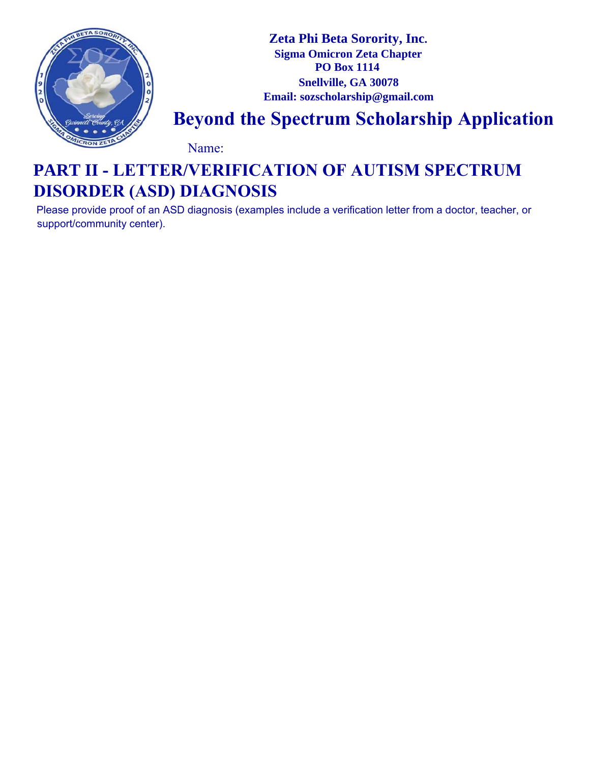**Zeta Phi Beta Sorority, Inc.**
**Sigma Omicron Zeta Chapter**
**PO Box 1114**
**Snellville, GA 30078**
**Email: sozscholarship@gmail.com**

# Beyond the Spectrum Scholarship Application

Name:

## PART II - LETTER/VERIFICATION OF AUTISM SPECTRUM DISORDER (ASD) DIAGNOSIS

Please provide proof of an ASD diagnosis (examples include a verification letter from a doctor, teacher, or support/community center).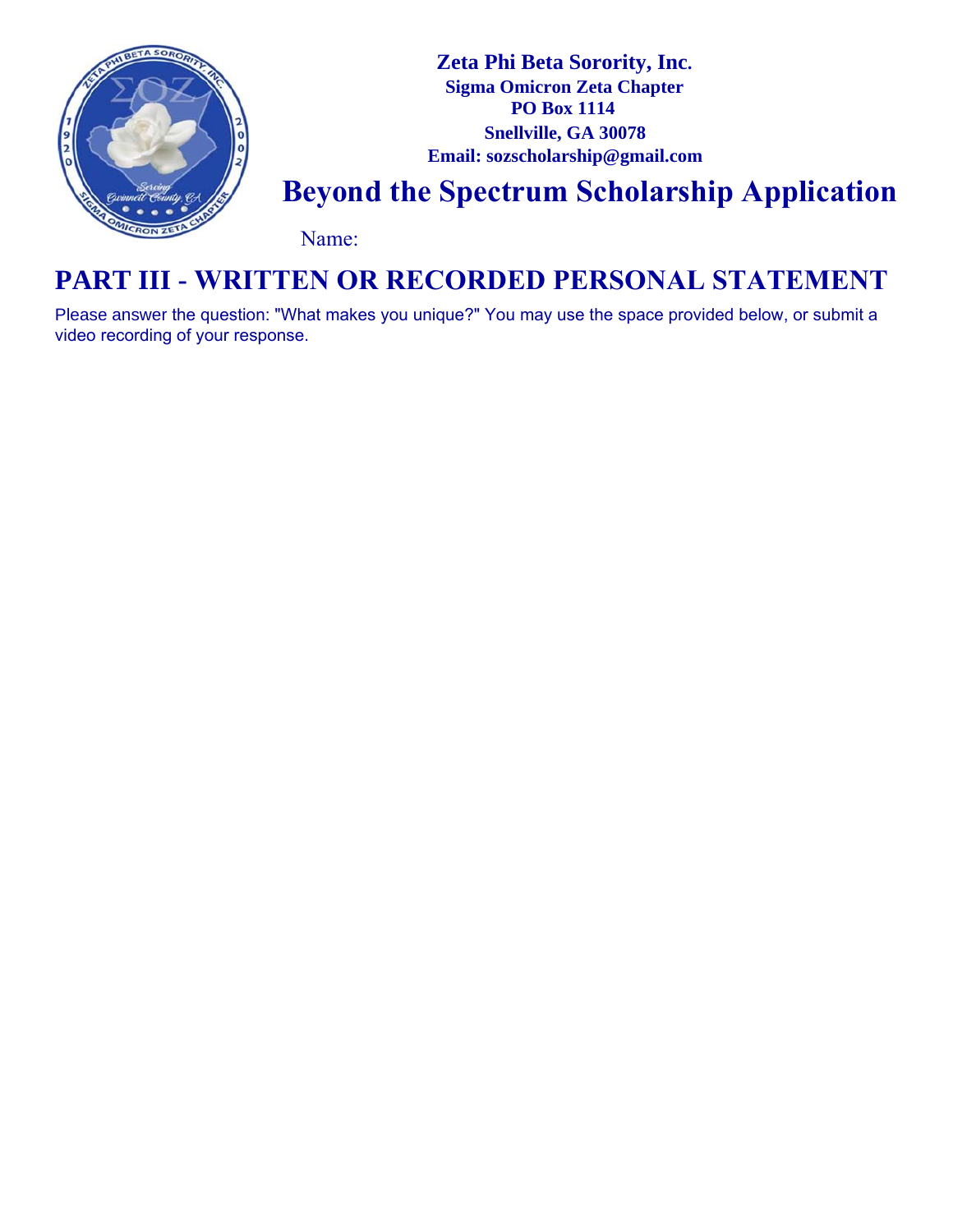**Zeta Phi Beta Sorority, Inc.**
**Sigma Omicron Zeta Chapter**
**PO Box 1114**
**Snellville, GA 30078**
**Email: sozscholarship@gmail.com**

# Beyond the Spectrum Scholarship Application

Name:

## PART III - WRITTEN OR RECORDED PERSONAL STATEMENT

Please answer the question: "What makes you unique?" You may use the space provided below, or submit a video recording of your response.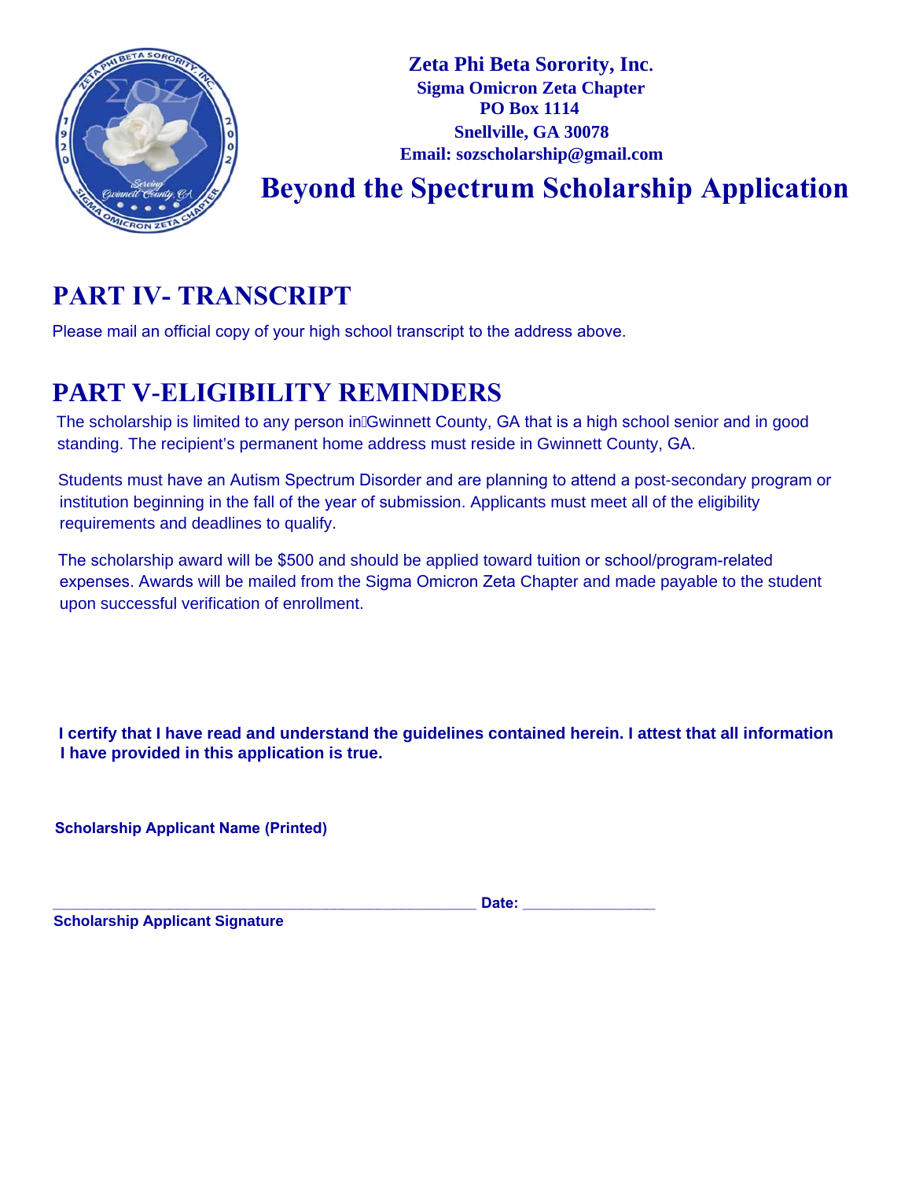**Zeta Phi Beta Sorority, Inc.**
**Sigma Omicron Zeta Chapter**
**PO Box 1114**
**Snellville, GA 30078**
**Email: sozscholarship@gmail.com**

# Beyond the Spectrum Scholarship Application

## PART IV- TRANSCRIPT

Please mail an official copy of your high school transcript to the address above.

## PART V-ELIGIBILITY REMINDERS

The scholarship is limited to any person in Gwinnett County, GA that is a high school senior and in good standing. The recipient's permanent home address must reside in Gwinnett County, GA.

Students must have an Autism Spectrum Disorder and are planning to attend a post-secondary program or institution beginning in the fall of the year of submission. Applicants must meet all of the eligibility requirements and deadlines to qualify.

The scholarship award will be $500 and should be applied toward tuition or school/program-related expenses. Awards will be mailed from the Sigma Omicron Zeta Chapter and made payable to the student upon successful verification of enrollment.

**I certify that I have read and understand the guidelines contained herein. I attest that all information I have provided in this application is true.**

**Scholarship Applicant Name (Printed)**

_______________________________________________ **Date:** _______________
**Scholarship Applicant Signature**